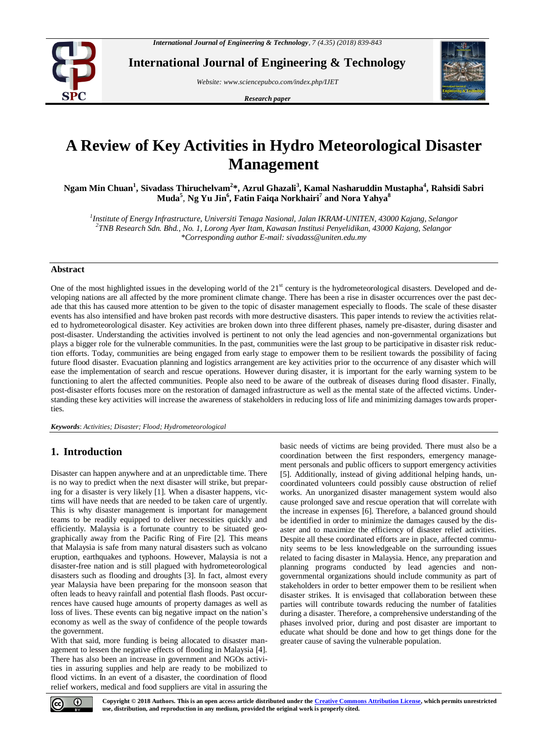# A Review of Key Activities in Hydro Meteorological Disaster Management

**Ngam Min Chuan[1], Sivadass Thiruchelvam[2]*, Azrul Ghazali[3], Kamal Nasharuddin Mustapha[4], Rahsidi Sabri Muda[5], Ng Yu Jin[6], Fatin Faiqa Norkhairi[7] and Nora Yahya[8]**

*[1]Institute of Energy Infrastructure, Universiti Tenaga Nasional, Jalan IKRAM-UNITEN, 43000 Kajang, Selangor*
*[2]TNB Research Sdn. Bhd., No. 1, Lorong Ayer Itam, Kawasan Institusi Penyelidikan, 43000 Kajang, Selangor*
*\*Corresponding author E-mail: sivadass@uniten.edu.my*

## Abstract

One of the most highlighted issues in the developing world of the 21st century is the hydrometeorological disasters. Developed and developing nations are all affected by the more prominent climate change. There has been a rise in disaster occurrences over the past decade that this has caused more attention to be given to the topic of disaster management especially to floods. The scale of these disaster events has also intensified and have broken past records with more destructive disasters. This paper intends to review the activities related to hydrometeorological disaster. Key activities are broken down into three different phases, namely pre-disaster, during disaster and post-disaster. Understanding the activities involved is pertinent to not only the lead agencies and non-governmental organizations but plays a bigger role for the vulnerable communities. In the past, communities were the last group to be participative in disaster risk reduction efforts. Today, communities are being engaged from early stage to empower them to be resilient towards the possibility of facing future flood disaster. Evacuation planning and logistics arrangement are key activities prior to the occurrence of any disaster which will ease the implementation of search and rescue operations. However during disaster, it is important for the early warning system to be functioning to alert the affected communities. People also need to be aware of the outbreak of diseases during flood disaster. Finally, post-disaster efforts focuses more on the restoration of damaged infrastructure as well as the mental state of the affected victims. Understanding these key activities will increase the awareness of stakeholders in reducing loss of life and minimizing damages towards properties.

*Keywords*: *Activities; Disaster; Flood; Hydrometeorological*

## 1. Introduction

Disaster can happen anywhere and at an unpredictable time. There is no way to predict when the next disaster will strike, but preparing for a disaster is very likely [1]. When a disaster happens, victims will have needs that are needed to be taken care of urgently. This is why disaster management is important for management teams to be readily equipped to deliver necessities quickly and efficiently. Malaysia is a fortunate country to be situated geographically away from the Pacific Ring of Fire [2]. This means that Malaysia is safe from many natural disasters such as volcano eruption, earthquakes and typhoons. However, Malaysia is not a disaster-free nation and is still plagued with hydrometeorological disasters such as flooding and droughts [3]. In fact, almost every year Malaysia have been preparing for the monsoon season that often leads to heavy rainfall and potential flash floods. Past occurrences have caused huge amounts of property damages as well as loss of lives. These events can big negative impact on the nation's economy as well as the sway of confidence of the people towards the government.

With that said, more funding is being allocated to disaster management to lessen the negative effects of flooding in Malaysia [4]. There has also been an increase in government and NGOs activities in assuring supplies and help are ready to be mobilized to flood victims. In an event of a disaster, the coordination of flood relief workers, medical and food suppliers are vital in assuring the basic needs of victims are being provided. There must also be a coordination between the first responders, emergency management personals and public officers to support emergency activities [5]. Additionally, instead of giving additional helping hands, uncoordinated volunteers could possibly cause obstruction of relief works. An unorganized disaster management system would also cause prolonged save and rescue operation that will correlate with the increase in expenses [6]. Therefore, a balanced ground should be identified in order to minimize the damages caused by the disaster and to maximize the efficiency of disaster relief activities. Despite all these coordinated efforts are in place, affected community seems to be less knowledgeable on the surrounding issues related to facing disaster in Malaysia. Hence, any preparation and planning programs conducted by lead agencies and non-governmental organizations should include community as part of stakeholders in order to better empower them to be resilient when disaster strikes. It is envisaged that collaboration between these parties will contribute towards reducing the number of fatalities during a disaster. Therefore, a comprehensive understanding of the phases involved prior, during and post disaster are important to educate what should be done and how to get things done for the greater cause of saving the vulnerable population.

**Copyright © 2018 Authors. This is an open access article distributed under the Creative Commons Attribution License, which permits unrestricted use, distribution, and reproduction in any medium, provided the original work is properly cited.**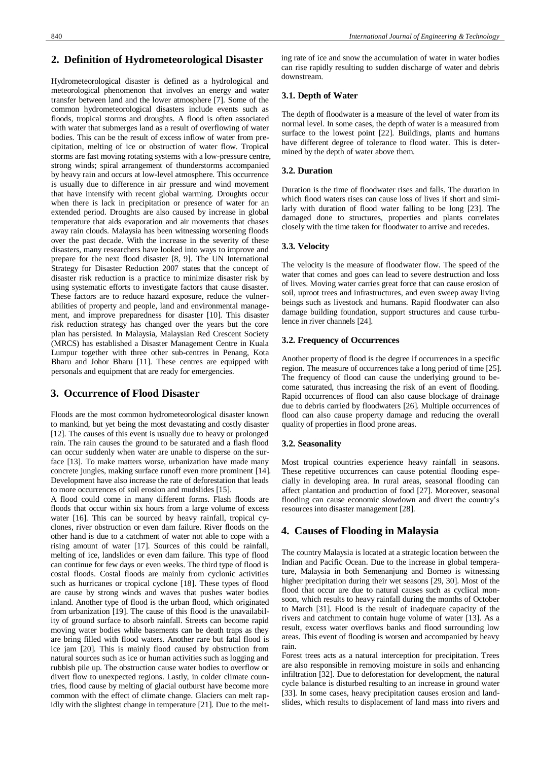## 2. Definition of Hydrometeorological Disaster

Hydrometeorological disaster is defined as a hydrological and meteorological phenomenon that involves an energy and water transfer between land and the lower atmosphere [7]. Some of the common hydrometeorological disasters include events such as floods, tropical storms and droughts. A flood is often associated with water that submerges land as a result of overflowing of water bodies. This can be the result of excess inflow of water from precipitation, melting of ice or obstruction of water flow. Tropical storms are fast moving rotating systems with a low-pressure centre, strong winds; spiral arrangement of thunderstorms accompanied by heavy rain and occurs at low-level atmosphere. This occurrence is usually due to difference in air pressure and wind movement that have intensify with recent global warming. Droughts occur when there is lack in precipitation or presence of water for an extended period. Droughts are also caused by increase in global temperature that aids evaporation and air movements that chases away rain clouds. Malaysia has been witnessing worsening floods over the past decade. With the increase in the severity of these disasters, many researchers have looked into ways to improve and prepare for the next flood disaster [8, 9]. The UN International Strategy for Disaster Reduction 2007 states that the concept of disaster risk reduction is a practice to minimize disaster risk by using systematic efforts to investigate factors that cause disaster. These factors are to reduce hazard exposure, reduce the vulnerabilities of property and people, land and environmental management, and improve preparedness for disaster [10]. This disaster risk reduction strategy has changed over the years but the core plan has persisted. In Malaysia, Malaysian Red Crescent Society (MRCS) has established a Disaster Management Centre in Kuala Lumpur together with three other sub-centres in Penang, Kota Bharu and Johor Bharu [11]. These centres are equipped with personals and equipment that are ready for emergencies.

## 3. Occurrence of Flood Disaster

Floods are the most common hydrometeorological disaster known to mankind, but yet being the most devastating and costly disaster [12]. The causes of this event is usually due to heavy or prolonged rain. The rain causes the ground to be saturated and a flash flood can occur suddenly when water are unable to disperse on the surface [13]. To make matters worse, urbanization have made many concrete jungles, making surface runoff even more prominent [14]. Development have also increase the rate of deforestation that leads to more occurrences of soil erosion and mudslides [15].

A flood could come in many different forms. Flash floods are floods that occur within six hours from a large volume of excess water [16]. This can be sourced by heavy rainfall, tropical cyclones, river obstruction or even dam failure. River floods on the other hand is due to a catchment of water not able to cope with a rising amount of water [17]. Sources of this could be rainfall, melting of ice, landslides or even dam failure. This type of flood can continue for few days or even weeks. The third type of flood is costal floods. Costal floods are mainly from cyclonic activities such as hurricanes or tropical cyclone [18]. These types of flood are cause by strong winds and waves that pushes water bodies inland. Another type of flood is the urban flood, which originated from urbanization [19]. The cause of this flood is the unavailability of ground surface to absorb rainfall. Streets can become rapid moving water bodies while basements can be death traps as they are bring filled with flood waters. Another rare but fatal flood is ice jam [20]. This is mainly flood caused by obstruction from natural sources such as ice or human activities such as logging and rubbish pile up. The obstruction cause water bodies to overflow or divert flow to unexpected regions. Lastly, in colder climate countries, flood cause by melting of glacial outburst have become more common with the effect of climate change. Glaciers can melt rapidly with the slightest change in temperature [21]. Due to the melting rate of ice and snow the accumulation of water in water bodies can rise rapidly resulting to sudden discharge of water and debris downstream.

### 3.1. Depth of Water

The depth of floodwater is a measure of the level of water from its normal level. In some cases, the depth of water is a measured from surface to the lowest point [22]. Buildings, plants and humans have different degree of tolerance to flood water. This is determined by the depth of water above them.

### 3.2. Duration

Duration is the time of floodwater rises and falls. The duration in which flood waters rises can cause loss of lives if short and similarly with duration of flood water falling to be long [23]. The damaged done to structures, properties and plants correlates closely with the time taken for floodwater to arrive and recedes.

### 3.3. Velocity

The velocity is the measure of floodwater flow. The speed of the water that comes and goes can lead to severe destruction and loss of lives. Moving water carries great force that can cause erosion of soil, uproot trees and infrastructures, and even sweep away living beings such as livestock and humans. Rapid floodwater can also damage building foundation, support structures and cause turbulence in river channels [24].

### 3.2. Frequency of Occurrences

Another property of flood is the degree if occurrences in a specific region. The measure of occurrences take a long period of time [25]. The frequency of flood can cause the underlying ground to become saturated, thus increasing the risk of an event of flooding. Rapid occurrences of flood can also cause blockage of drainage due to debris carried by floodwaters [26]. Multiple occurrences of flood can also cause property damage and reducing the overall quality of properties in flood prone areas.

### 3.2. Seasonality

Most tropical countries experience heavy rainfall in seasons. These repetitive occurrences can cause potential flooding especially in developing area. In rural areas, seasonal flooding can affect plantation and production of food [27]. Moreover, seasonal flooding can cause economic slowdown and divert the country's resources into disaster management [28].

## 4. Causes of Flooding in Malaysia

The country Malaysia is located at a strategic location between the Indian and Pacific Ocean. Due to the increase in global temperature, Malaysia in both Semenanjung and Borneo is witnessing higher precipitation during their wet seasons [29, 30]. Most of the flood that occur are due to natural causes such as cyclical monsoon, which results to heavy rainfall during the months of October to March [31]. Flood is the result of inadequate capacity of the rivers and catchment to contain huge volume of water [13]. As a result, excess water overflows banks and flood surrounding low areas. This event of flooding is worsen and accompanied by heavy rain.

Forest trees acts as a natural interception for precipitation. Trees are also responsible in removing moisture in soils and enhancing infiltration [32]. Due to deforestation for development, the natural cycle balance is disturbed resulting to an increase in ground water [33]. In some cases, heavy precipitation causes erosion and landslides, which results to displacement of land mass into rivers and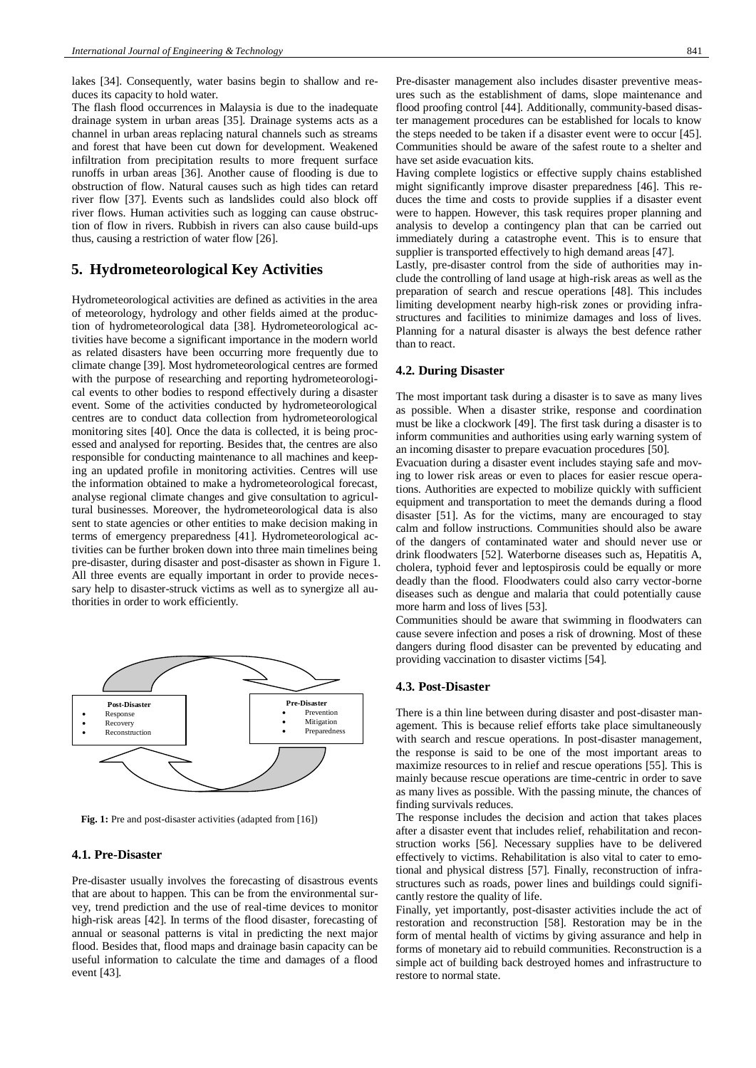lakes [34]. Consequently, water basins begin to shallow and reduces its capacity to hold water.

The flash flood occurrences in Malaysia is due to the inadequate drainage system in urban areas [35]. Drainage systems acts as a channel in urban areas replacing natural channels such as streams and forest that have been cut down for development. Weakened infiltration from precipitation results to more frequent surface runoffs in urban areas [36]. Another cause of flooding is due to obstruction of flow. Natural causes such as high tides can retard river flow [37]. Events such as landslides could also block off river flows. Human activities such as logging can cause obstruction of flow in rivers. Rubbish in rivers can also cause build-ups thus, causing a restriction of water flow [26].

## 5. Hydrometeorological Key Activities

Hydrometeorological activities are defined as activities in the area of meteorology, hydrology and other fields aimed at the production of hydrometeorological data [38]. Hydrometeorological activities have become a significant importance in the modern world as related disasters have been occurring more frequently due to climate change [39]. Most hydrometeorological centres are formed with the purpose of researching and reporting hydrometeorological events to other bodies to respond effectively during a disaster event. Some of the activities conducted by hydrometeorological centres are to conduct data collection from hydrometeorological monitoring sites [40]. Once the data is collected, it is being processed and analysed for reporting. Besides that, the centres are also responsible for conducting maintenance to all machines and keeping an updated profile in monitoring activities. Centres will use the information obtained to make a hydrometeorological forecast, analyse regional climate changes and give consultation to agricultural businesses. Moreover, the hydrometeorological data is also sent to state agencies or other entities to make decision making in terms of emergency preparedness [41]. Hydrometeorological activities can be further broken down into three main timelines being pre-disaster, during disaster and post-disaster as shown in Figure 1. All three events are equally important in order to provide necessary help to disaster-struck victims as well as to synergize all authorities in order to work efficiently.

**Post-Disaster**
- Response
- Recovery
- Reconstruction

**Pre-Disaster**
- Prevention
- Mitigation
- Preparedness

**Fig. 1:** Pre and post-disaster activities (adapted from [16])

### 4.1. Pre-Disaster

Pre-disaster usually involves the forecasting of disastrous events that are about to happen. This can be from the environmental survey, trend prediction and the use of real-time devices to monitor high-risk areas [42]. In terms of the flood disaster, forecasting of annual or seasonal patterns is vital in predicting the next major flood. Besides that, flood maps and drainage basin capacity can be useful information to calculate the time and damages of a flood event [43].

Pre-disaster management also includes disaster preventive measures such as the establishment of dams, slope maintenance and flood proofing control [44]. Additionally, community-based disaster management procedures can be established for locals to know the steps needed to be taken if a disaster event were to occur [45]. Communities should be aware of the safest route to a shelter and have set aside evacuation kits.

Having complete logistics or effective supply chains established might significantly improve disaster preparedness [46]. This reduces the time and costs to provide supplies if a disaster event were to happen. However, this task requires proper planning and analysis to develop a contingency plan that can be carried out immediately during a catastrophe event. This is to ensure that supplier is transported effectively to high demand areas [47].

Lastly, pre-disaster control from the side of authorities may include the controlling of land usage at high-risk areas as well as the preparation of search and rescue operations [48]. This includes limiting development nearby high-risk zones or providing infrastructures and facilities to minimize damages and loss of lives. Planning for a natural disaster is always the best defence rather than to react.

### 4.2. During Disaster

The most important task during a disaster is to save as many lives as possible. When a disaster strike, response and coordination must be like a clockwork [49]. The first task during a disaster is to inform communities and authorities using early warning system of an incoming disaster to prepare evacuation procedures [50].

Evacuation during a disaster event includes staying safe and moving to lower risk areas or even to places for easier rescue operations. Authorities are expected to mobilize quickly with sufficient equipment and transportation to meet the demands during a flood disaster [51]. As for the victims, many are encouraged to stay calm and follow instructions. Communities should also be aware of the dangers of contaminated water and should never use or drink floodwaters [52]. Waterborne diseases such as, Hepatitis A, cholera, typhoid fever and leptospirosis could be equally or more deadly than the flood. Floodwaters could also carry vector-borne diseases such as dengue and malaria that could potentially cause more harm and loss of lives [53].

Communities should be aware that swimming in floodwaters can cause severe infection and poses a risk of drowning. Most of these dangers during flood disaster can be prevented by educating and providing vaccination to disaster victims [54].

### 4.3. Post-Disaster

There is a thin line between during disaster and post-disaster management. This is because relief efforts take place simultaneously with search and rescue operations. In post-disaster management, the response is said to be one of the most important areas to maximize resources to in relief and rescue operations [55]. This is mainly because rescue operations are time-centric in order to save as many lives as possible. With the passing minute, the chances of finding survivals reduces.

The response includes the decision and action that takes places after a disaster event that includes relief, rehabilitation and reconstruction works [56]. Necessary supplies have to be delivered effectively to victims. Rehabilitation is also vital to cater to emotional and physical distress [57]. Finally, reconstruction of infrastructures such as roads, power lines and buildings could significantly restore the quality of life.

Finally, yet importantly, post-disaster activities include the act of restoration and reconstruction [58]. Restoration may be in the form of mental health of victims by giving assurance and help in forms of monetary aid to rebuild communities. Reconstruction is a simple act of building back destroyed homes and infrastructure to restore to normal state.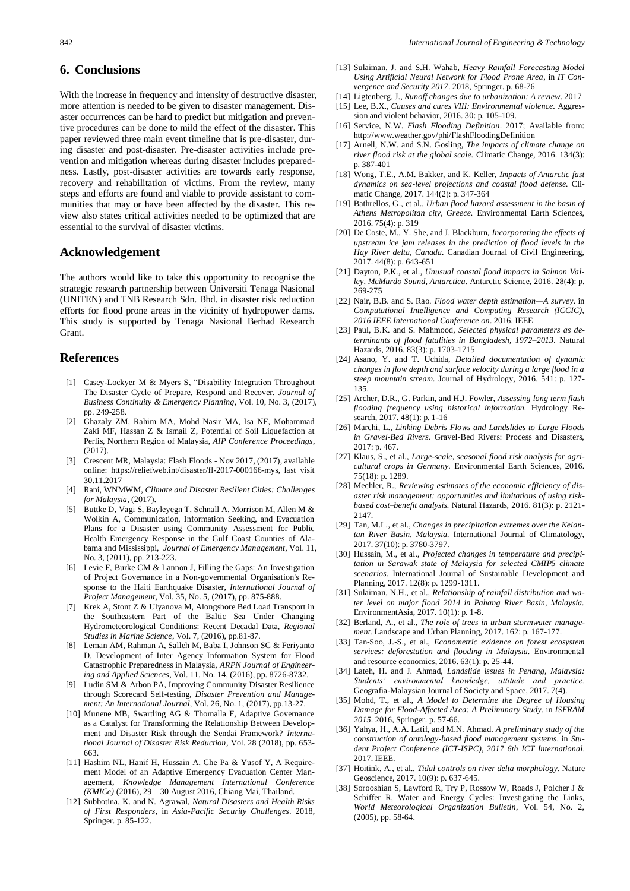## 6. Conclusions

With the increase in frequency and intensity of destructive disaster, more attention is needed to be given to disaster management. Disaster occurrences can be hard to predict but mitigation and preventive procedures can be done to mild the effect of the disaster. This paper reviewed three main event timeline that is pre-disaster, during disaster and post-disaster. Pre-disaster activities include prevention and mitigation whereas during disaster includes preparedness. Lastly, post-disaster activities are towards early response, recovery and rehabilitation of victims. From the review, many steps and efforts are found and viable to provide assistant to communities that may or have been affected by the disaster. This review also states critical activities needed to be optimized that are essential to the survival of disaster victims.

## Acknowledgement

The authors would like to take this opportunity to recognise the strategic research partnership between Universiti Tenaga Nasional (UNITEN) and TNB Research Sdn. Bhd. in disaster risk reduction efforts for flood prone areas in the vicinity of hydropower dams. This study is supported by Tenaga Nasional Berhad Research Grant.

## References

[1] Casey-Lockyer M & Myers S, "Disability Integration Throughout The Disaster Cycle of Prepare, Respond and Recover. *Journal of Business Continuity & Emergency Planning*, Vol. 10, No. 3, (2017), pp. 249-258.

[2] Ghazaly ZM, Rahim MA, Mohd Nasir MA, Isa NF, Mohammad Zaki MF, Hassan Z & Ismail Z, Potential of Soil Liquefaction at Perlis, Northern Region of Malaysia, *AIP Conference Proceedings*, (2017).

[3] Crescent MR, Malaysia: Flash Floods - Nov 2017, (2017), available online: https://reliefweb.int/disaster/fl-2017-000166-mys, last visit 30.11.2017

[4] Rani, WNMWM, *Climate and Disaster Resilient Cities: Challenges for Malaysia*, (2017).

[5] Buttke D, Vagi S, Bayleyegn T, Schnall A, Morrison M, Allen M & Wolkin A, Communication, Information Seeking, and Evacuation Plans for a Disaster using Community Assessment for Public Health Emergency Response in the Gulf Coast Counties of Alabama and Mississippi, *Journal of Emergency Management*, Vol. 11, No. 3, (2011), pp. 213-223.

[6] Levie F, Burke CM & Lannon J, Filling the Gaps: An Investigation of Project Governance in a Non-governmental Organisation's Response to the Haiti Earthquake Disaster, *International Journal of Project Management*, Vol. 35, No. 5, (2017), pp. 875-888.

[7] Krek A, Stont Z & Ulyanova M, Alongshore Bed Load Transport in the Southeastern Part of the Baltic Sea Under Changing Hydrometeorological Conditions: Recent Decadal Data, *Regional Studies in Marine Science*, Vol. 7, (2016), pp.81-87.

[8] Leman AM, Rahman A, Salleh M, Baba I, Johnson SC & Feriyanto D, Development of Inter Agency Information System for Flood Catastrophic Preparedness in Malaysia, *ARPN Journal of Engineering and Applied Sciences*, Vol. 11, No. 14, (2016), pp. 8726-8732.

[9] Ludin SM & Arbon PA, Improving Community Disaster Resilience through Scorecard Self-testing, *Disaster Prevention and Management: An International Journal*, Vol. 26, No. 1, (2017), pp.13-27.

[10] Munene MB, Swartling AG & Thomalla F, Adaptive Governance as a Catalyst for Transforming the Relationship Between Development and Disaster Risk through the Sendai Framework? *International Journal of Disaster Risk Reduction*, Vol. 28 (2018), pp. 653-663.

[11] Hashim NL, Hanif H, Hussain A, Che Pa & Yusof Y, A Requirement Model of an Adaptive Emergency Evacuation Center Management, *Knowledge Management International Conference (KMICe)* (2016), 29 – 30 August 2016, Chiang Mai, Thailand.

[12] Subbotina, K. and N. Agrawal, *Natural Disasters and Health Risks of First Responders*, in *Asia-Pacific Security Challenges*. 2018, Springer. p. 85-122.

[13] Sulaiman, J. and S.H. Wahab, *Heavy Rainfall Forecasting Model Using Artificial Neural Network for Flood Prone Area*, in *IT Convergence and Security 2017*. 2018, Springer. p. 68-76

[14] Ligtenberg, J., *Runoff changes due to urbanization: A review*. 2017

[15] Lee, B.X., *Causes and cures VIII: Environmental violence*. Aggression and violent behavior, 2016. 30: p. 105-109.

[16] Service, N.W. *Flash Flooding Definition*. 2017; Available from: http://www.weather.gov/phi/FlashFloodingDefinition

[17] Arnell, N.W. and S.N. Gosling, *The impacts of climate change on river flood risk at the global scale*. Climatic Change, 2016. 134(3): p. 387-401

[18] Wong, T.E., A.M. Bakker, and K. Keller, *Impacts of Antarctic fast dynamics on sea-level projections and coastal flood defense*. Climatic Change, 2017. 144(2): p. 347-364

[19] Bathrellos, G., et al., *Urban flood hazard assessment in the basin of Athens Metropolitan city, Greece*. Environmental Earth Sciences, 2016. 75(4): p. 319

[20] De Coste, M., Y. She, and J. Blackburn, *Incorporating the effects of upstream ice jam releases in the prediction of flood levels in the Hay River delta, Canada*. Canadian Journal of Civil Engineering, 2017. 44(8): p. 643-651

[21] Dayton, P.K., et al., *Unusual coastal flood impacts in Salmon Valley, McMurdo Sound, Antarctica*. Antarctic Science, 2016. 28(4): p. 269-275

[22] Nair, B.B. and S. Rao. *Flood water depth estimation—A survey*. in *Computational Intelligence and Computing Research (ICCIC), 2016 IEEE International Conference on*. 2016. IEEE

[23] Paul, B.K. and S. Mahmood, *Selected physical parameters as determinants of flood fatalities in Bangladesh, 1972–2013*. Natural Hazards, 2016. 83(3): p. 1703-1715

[24] Asano, Y. and T. Uchida, *Detailed documentation of dynamic changes in flow depth and surface velocity during a large flood in a steep mountain stream*. Journal of Hydrology, 2016. 541: p. 127-135.

[25] Archer, D.R., G. Parkin, and H.J. Fowler, *Assessing long term flash flooding frequency using historical information*. Hydrology Research, 2017. 48(1): p. 1-16

[26] Marchi, L., *Linking Debris Flows and Landslides to Large Floods in Gravel-Bed Rivers*. Gravel-Bed Rivers: Process and Disasters, 2017: p. 467.

[27] Klaus, S., et al., *Large-scale, seasonal flood risk analysis for agricultural crops in Germany*. Environmental Earth Sciences, 2016. 75(18): p. 1289.

[28] Mechler, R., *Reviewing estimates of the economic efficiency of disaster risk management: opportunities and limitations of using risk-based cost–benefit analysis*. Natural Hazards, 2016. 81(3): p. 2121-2147.

[29] Tan, M.L., et al., *Changes in precipitation extremes over the Kelantan River Basin, Malaysia*. International Journal of Climatology, 2017. 37(10): p. 3780-3797.

[30] Hussain, M., et al., *Projected changes in temperature and precipitation in Sarawak state of Malaysia for selected CMIP5 climate scenarios*. International Journal of Sustainable Development and Planning, 2017. 12(8): p. 1299-1311.

[31] Sulaiman, N.H., et al., *Relationship of rainfall distribution and water level on major flood 2014 in Pahang River Basin, Malaysia*. EnvironmentAsia, 2017. 10(1): p. 1-8.

[32] Berland, A., et al., *The role of trees in urban stormwater management*. Landscape and Urban Planning, 2017. 162: p. 167-177.

[33] Tan-Soo, J.-S., et al., *Econometric evidence on forest ecosystem services: deforestation and flooding in Malaysia*. Environmental and resource economics, 2016. 63(1): p. 25-44.

[34] Lateh, H. and J. Ahmad, *Landslide issues in Penang, Malaysia: Students' environmental knowledge, attitude and practice*. Geografia-Malaysian Journal of Society and Space, 2017. 7(4).

[35] Mohd, T., et al., *A Model to Determine the Degree of Housing Damage for Flood-Affected Area: A Preliminary Study*, in *ISFRAM 2015*. 2016, Springer. p. 57-66.

[36] Yahya, H., A.A. Latif, and M.N. Ahmad. *A preliminary study of the construction of ontology-based flood management systems*. in *Student Project Conference (ICT-ISPC), 2017 6th ICT International*. 2017. IEEE.

[37] Hoitink, A., et al., *Tidal controls on river delta morphology*. Nature Geoscience, 2017. 10(9): p. 637-645.

[38] Sorooshian S, Lawford R, Try P, Rossow W, Roads J, Polcher J & Schiffer R, Water and Energy Cycles: Investigating the Links, *World Meteorological Organization Bulletin*, Vol. 54, No. 2, (2005), pp. 58-64.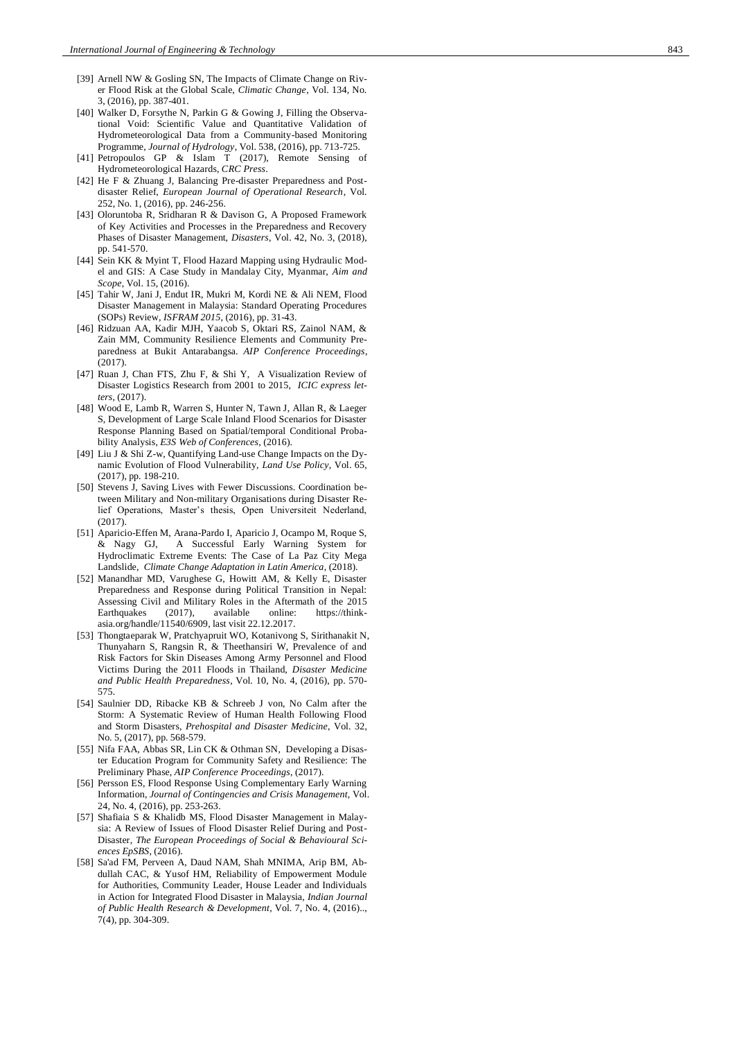[39] Arnell NW & Gosling SN, The Impacts of Climate Change on River Flood Risk at the Global Scale, *Climatic Change*, Vol. 134, No. 3, (2016), pp. 387-401.

[40] Walker D, Forsythe N, Parkin G & Gowing J, Filling the Observational Void: Scientific Value and Quantitative Validation of Hydrometeorological Data from a Community-based Monitoring Programme, *Journal of Hydrology*, Vol. 538, (2016), pp. 713-725.

[41] Petropoulos GP & Islam T (2017), Remote Sensing of Hydrometeorological Hazards, *CRC Press*.

[42] He F & Zhuang J, Balancing Pre-disaster Preparedness and Post-disaster Relief, *European Journal of Operational Research*, Vol. 252, No. 1, (2016), pp. 246-256.

[43] Oloruntoba R, Sridharan R & Davison G, A Proposed Framework of Key Activities and Processes in the Preparedness and Recovery Phases of Disaster Management, *Disasters*, Vol. 42, No. 3, (2018), pp. 541-570.

[44] Sein KK & Myint T, Flood Hazard Mapping using Hydraulic Model and GIS: A Case Study in Mandalay City, Myanmar, *Aim and Scope*, Vol. 15, (2016).

[45] Tahir W, Jani J, Endut IR, Mukri M, Kordi NE & Ali NEM, Flood Disaster Management in Malaysia: Standard Operating Procedures (SOPs) Review, *ISFRAM 2015*, (2016), pp. 31-43.

[46] Ridzuan AA, Kadir MJH, Yaacob S, Oktari RS, Zainol NAM, & Zain MM, Community Resilience Elements and Community Preparedness at Bukit Antarabangsa. *AIP Conference Proceedings*, (2017).

[47] Ruan J, Chan FTS, Zhu F, & Shi Y, A Visualization Review of Disaster Logistics Research from 2001 to 2015, *ICIC express letters*, (2017).

[48] Wood E, Lamb R, Warren S, Hunter N, Tawn J, Allan R, & Laeger S, Development of Large Scale Inland Flood Scenarios for Disaster Response Planning Based on Spatial/temporal Conditional Probability Analysis, *E3S Web of Conferences*, (2016).

[49] Liu J & Shi Z-w, Quantifying Land-use Change Impacts on the Dynamic Evolution of Flood Vulnerability, *Land Use Policy*, Vol. 65, (2017), pp. 198-210.

[50] Stevens J, Saving Lives with Fewer Discussions. Coordination between Military and Non-military Organisations during Disaster Relief Operations, Master's thesis, Open Universiteit Nederland, (2017).

[51] Aparicio-Effen M, Arana-Pardo I, Aparicio J, Ocampo M, Roque S, & Nagy GJ, A Successful Early Warning System for Hydroclimatic Extreme Events: The Case of La Paz City Mega Landslide, *Climate Change Adaptation in Latin America*, (2018).

[52] Manandhar MD, Varughese G, Howitt AM, & Kelly E, Disaster Preparedness and Response during Political Transition in Nepal: Assessing Civil and Military Roles in the Aftermath of the 2015 Earthquakes (2017), available online: https://think-asia.org/handle/11540/6909, last visit 22.12.2017.

[53] Thongtaeparak W, Pratchyapruit WO, Kotanivong S, Sirithanakit N, Thunyaharn S, Rangsin R, & Theethansiri W, Prevalence of and Risk Factors for Skin Diseases Among Army Personnel and Flood Victims During the 2011 Floods in Thailand, *Disaster Medicine and Public Health Preparedness*, Vol. 10, No. 4, (2016), pp. 570-575.

[54] Saulnier DD, Ribacke KB & Schreeb J von, No Calm after the Storm: A Systematic Review of Human Health Following Flood and Storm Disasters, *Prehospital and Disaster Medicine*, Vol. 32, No. 5, (2017), pp. 568-579.

[55] Nifa FAA, Abbas SR, Lin CK & Othman SN, Developing a Disaster Education Program for Community Safety and Resilience: The Preliminary Phase, *AIP Conference Proceedings*, (2017).

[56] Persson ES, Flood Response Using Complementary Early Warning Information, *Journal of Contingencies and Crisis Management*, Vol. 24, No. 4, (2016), pp. 253-263.

[57] Shafiaia S & Khalidb MS, Flood Disaster Management in Malaysia: A Review of Issues of Flood Disaster Relief During and Post-Disaster, *The European Proceedings of Social & Behavioural Sciences EpSBS*, (2016).

[58] Sa'ad FM, Perveen A, Daud NAM, Shah MNIMA, Arip BM, Abdullah CAC, & Yusof HM, Reliability of Empowerment Module for Authorities, Community Leader, House Leader and Individuals in Action for Integrated Flood Disaster in Malaysia, *Indian Journal of Public Health Research & Development*, Vol. 7, No. 4, (2016).., 7(4), pp. 304-309.